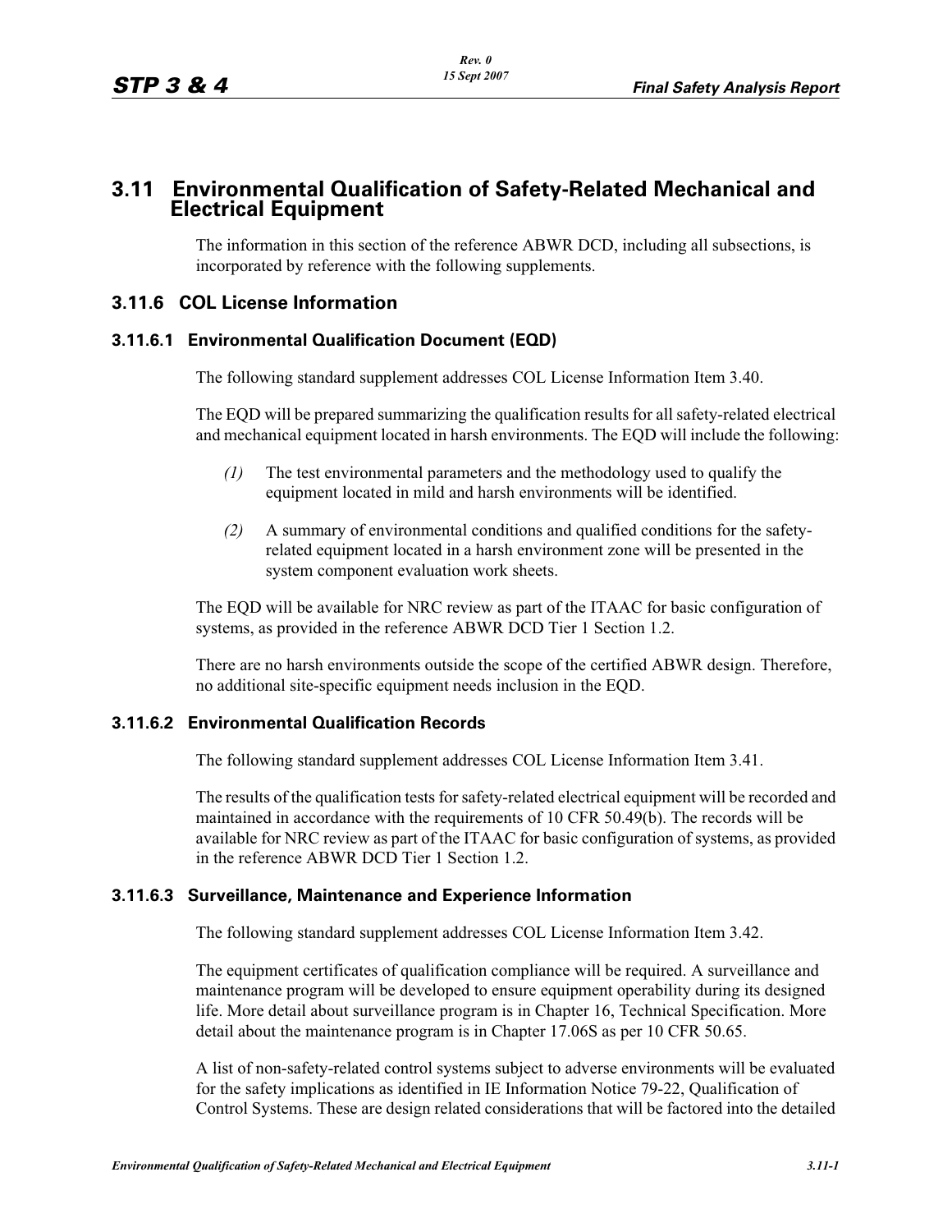# 3.11 Environmental Qualification of Safety-Related Mechanical and Electrical Equipment

The information in this section of the reference ABWR DCD, including all subsections, is incorporated by reference with the following supplements.

## 3.11.6 COL License Information

### 3.11.6.1 Environmental Qualification Document (EQD)

The following standard supplement addresses COL License Information Item 3.40.

The EQD will be prepared summarizing the qualification results for all safety-related electrical and mechanical equipment located in harsh environments. The EQD will include the following:

*(1)* The test environmental parameters and the methodology used to qualify the equipment located in mild and harsh environments will be identified.

*(2)* A summary of environmental conditions and qualified conditions for the safety-related equipment located in a harsh environment zone will be presented in the system component evaluation work sheets.

The EQD will be available for NRC review as part of the ITAAC for basic configuration of systems, as provided in the reference ABWR DCD Tier 1 Section 1.2.

There are no harsh environments outside the scope of the certified ABWR design. Therefore, no additional site-specific equipment needs inclusion in the EQD.

### 3.11.6.2 Environmental Qualification Records

The following standard supplement addresses COL License Information Item 3.41.

The results of the qualification tests for safety-related electrical equipment will be recorded and maintained in accordance with the requirements of 10 CFR 50.49(b). The records will be available for NRC review as part of the ITAAC for basic configuration of systems, as provided in the reference ABWR DCD Tier 1 Section 1.2.

### 3.11.6.3 Surveillance, Maintenance and Experience Information

The following standard supplement addresses COL License Information Item 3.42.

The equipment certificates of qualification compliance will be required. A surveillance and maintenance program will be developed to ensure equipment operability during its designed life. More detail about surveillance program is in Chapter 16, Technical Specification. More detail about the maintenance program is in Chapter 17.06S as per 10 CFR 50.65.

A list of non-safety-related control systems subject to adverse environments will be evaluated for the safety implications as identified in IE Information Notice 79-22, Qualification of Control Systems. These are design related considerations that will be factored into the detailed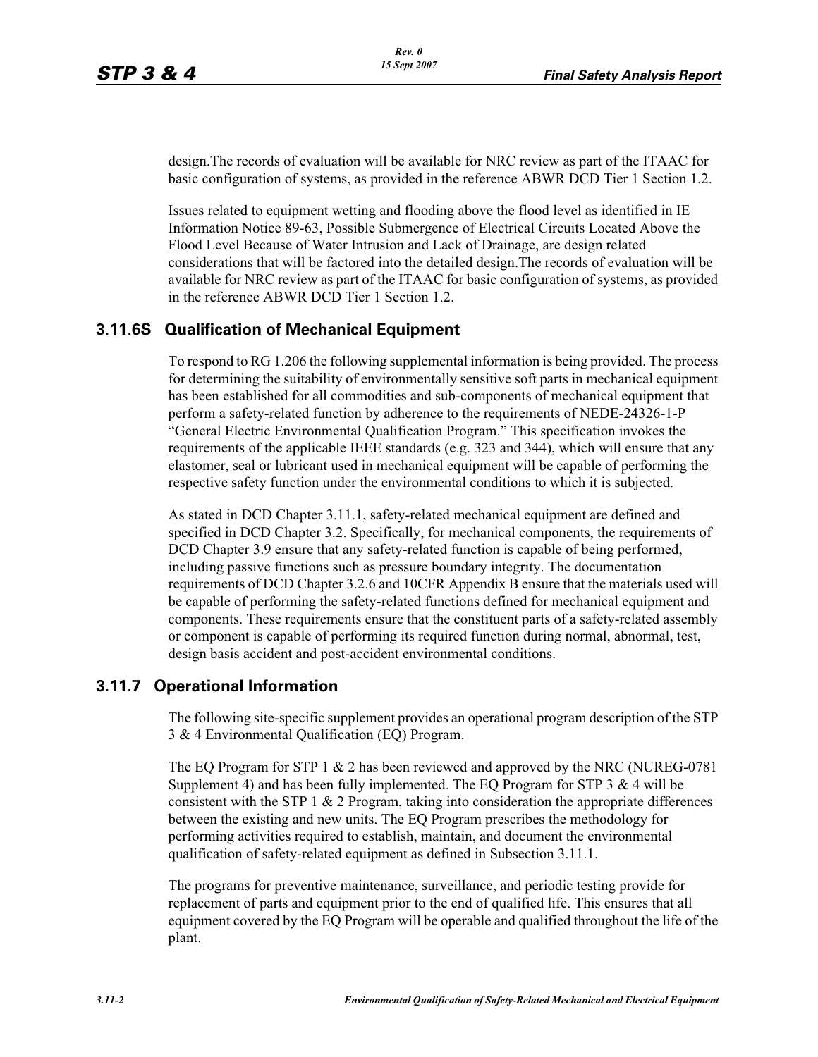design.The records of evaluation will be available for NRC review as part of the ITAAC for basic configuration of systems, as provided in the reference ABWR DCD Tier 1 Section 1.2.

Issues related to equipment wetting and flooding above the flood level as identified in IE Information Notice 89-63, Possible Submergence of Electrical Circuits Located Above the Flood Level Because of Water Intrusion and Lack of Drainage, are design related considerations that will be factored into the detailed design.The records of evaluation will be available for NRC review as part of the ITAAC for basic configuration of systems, as provided in the reference ABWR DCD Tier 1 Section 1.2.

## 3.11.6S Qualification of Mechanical Equipment

To respond to RG 1.206 the following supplemental information is being provided. The process for determining the suitability of environmentally sensitive soft parts in mechanical equipment has been established for all commodities and sub-components of mechanical equipment that perform a safety-related function by adherence to the requirements of NEDE-24326-1-P "General Electric Environmental Qualification Program." This specification invokes the requirements of the applicable IEEE standards (e.g. 323 and 344), which will ensure that any elastomer, seal or lubricant used in mechanical equipment will be capable of performing the respective safety function under the environmental conditions to which it is subjected.

As stated in DCD Chapter 3.11.1, safety-related mechanical equipment are defined and specified in DCD Chapter 3.2. Specifically, for mechanical components, the requirements of DCD Chapter 3.9 ensure that any safety-related function is capable of being performed, including passive functions such as pressure boundary integrity. The documentation requirements of DCD Chapter 3.2.6 and 10CFR Appendix B ensure that the materials used will be capable of performing the safety-related functions defined for mechanical equipment and components. These requirements ensure that the constituent parts of a safety-related assembly or component is capable of performing its required function during normal, abnormal, test, design basis accident and post-accident environmental conditions.

## 3.11.7 Operational Information

The following site-specific supplement provides an operational program description of the STP 3 & 4 Environmental Qualification (EQ) Program.

The EQ Program for STP 1 & 2 has been reviewed and approved by the NRC (NUREG-0781 Supplement 4) and has been fully implemented. The EQ Program for STP 3 & 4 will be consistent with the STP 1 & 2 Program, taking into consideration the appropriate differences between the existing and new units. The EQ Program prescribes the methodology for performing activities required to establish, maintain, and document the environmental qualification of safety-related equipment as defined in Subsection 3.11.1.

The programs for preventive maintenance, surveillance, and periodic testing provide for replacement of parts and equipment prior to the end of qualified life. This ensures that all equipment covered by the EQ Program will be operable and qualified throughout the life of the plant.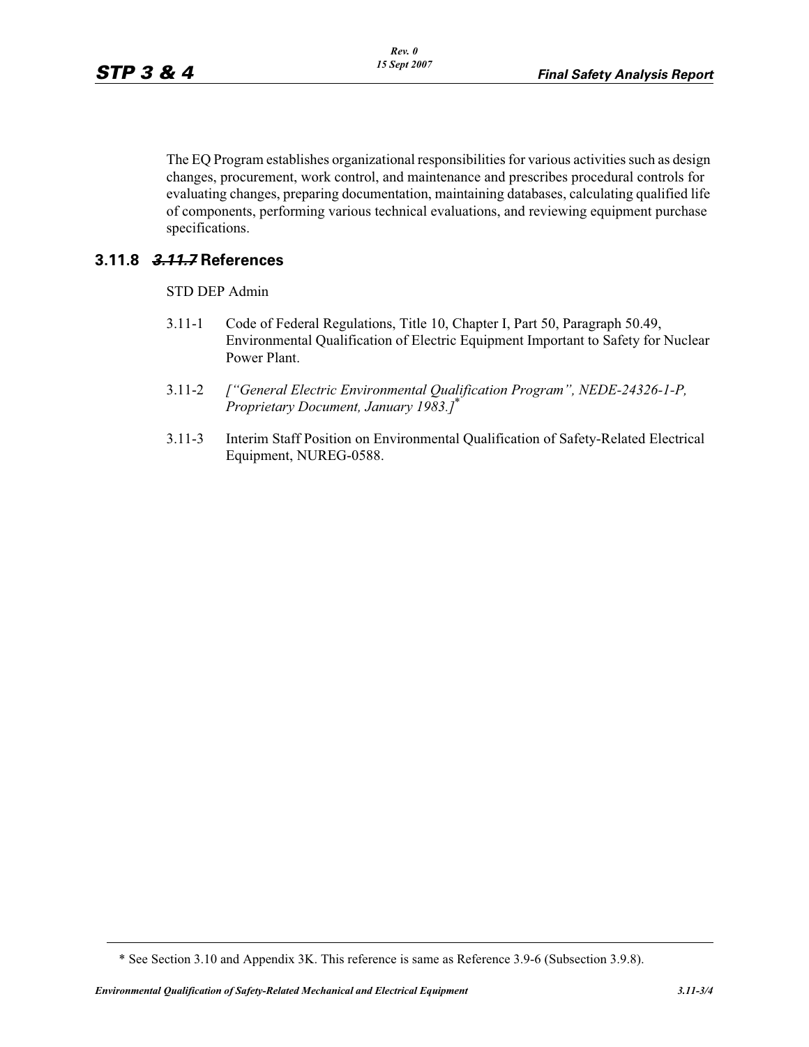The EQ Program establishes organizational responsibilities for various activities such as design changes, procurement, work control, and maintenance and prescribes procedural controls for evaluating changes, preparing documentation, maintaining databases, calculating qualified life of components, performing various technical evaluations, and reviewing equipment purchase specifications.

### 3.11.8 ~~*3.11.7*~~ References

STD DEP Admin

3.11-1 Code of Federal Regulations, Title 10, Chapter I, Part 50, Paragraph 50.49, Environmental Qualification of Electric Equipment Important to Safety for Nuclear Power Plant.

3.11-2 *["General Electric Environmental Qualification Program", NEDE-24326-1-P, Proprietary Document, January 1983.]**

3.11-3 Interim Staff Position on Environmental Qualification of Safety-Related Electrical Equipment, NUREG-0588.

---

* See Section 3.10 and Appendix 3K. This reference is same as Reference 3.9-6 (Subsection 3.9.8).